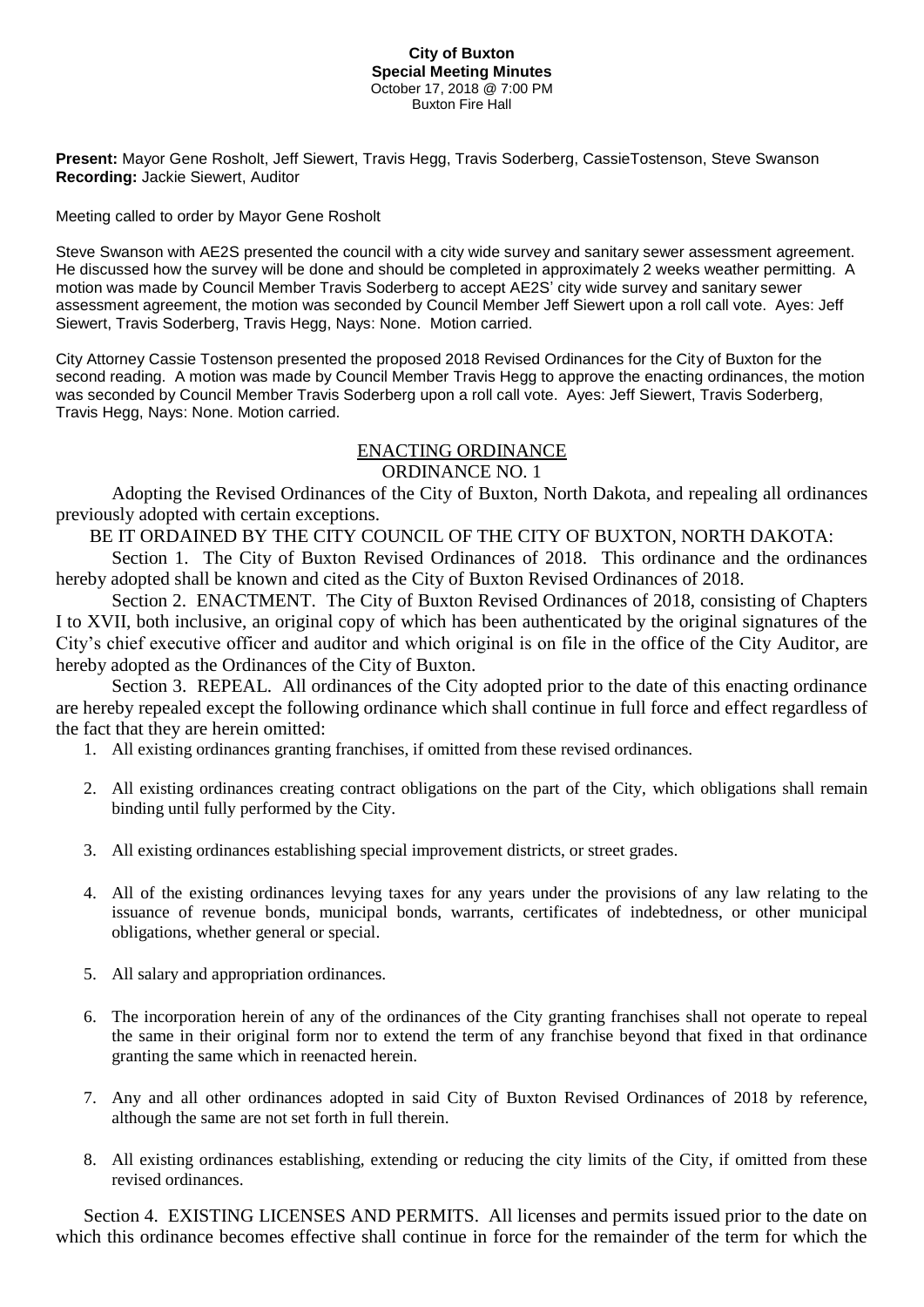**City of Buxton**
**Special Meeting Minutes**
October 17, 2018 @ 7:00 PM
Buxton Fire Hall

**Present:** Mayor Gene Rosholt, Jeff Siewert, Travis Hegg, Travis Soderberg, CassieTostenson, Steve Swanson
**Recording:** Jackie Siewert, Auditor

Meeting called to order by Mayor Gene Rosholt

Steve Swanson with AE2S presented the council with a city wide survey and sanitary sewer assessment agreement. He discussed how the survey will be done and should be completed in approximately 2 weeks weather permitting. A motion was made by Council Member Travis Soderberg to accept AE2S' city wide survey and sanitary sewer assessment agreement, the motion was seconded by Council Member Jeff Siewert upon a roll call vote. Ayes: Jeff Siewert, Travis Soderberg, Travis Hegg, Nays: None. Motion carried.

City Attorney Cassie Tostenson presented the proposed 2018 Revised Ordinances for the City of Buxton for the second reading. A motion was made by Council Member Travis Hegg to approve the enacting ordinances, the motion was seconded by Council Member Travis Soderberg upon a roll call vote. Ayes: Jeff Siewert, Travis Soderberg, Travis Hegg, Nays: None. Motion carried.

ENACTING ORDINANCE

ORDINANCE NO. 1

Adopting the Revised Ordinances of the City of Buxton, North Dakota, and repealing all ordinances previously adopted with certain exceptions.

BE IT ORDAINED BY THE CITY COUNCIL OF THE CITY OF BUXTON, NORTH DAKOTA:

Section 1. The City of Buxton Revised Ordinances of 2018. This ordinance and the ordinances hereby adopted shall be known and cited as the City of Buxton Revised Ordinances of 2018.

Section 2. ENACTMENT. The City of Buxton Revised Ordinances of 2018, consisting of Chapters I to XVII, both inclusive, an original copy of which has been authenticated by the original signatures of the City's chief executive officer and auditor and which original is on file in the office of the City Auditor, are hereby adopted as the Ordinances of the City of Buxton.

Section 3. REPEAL. All ordinances of the City adopted prior to the date of this enacting ordinance are hereby repealed except the following ordinance which shall continue in full force and effect regardless of the fact that they are herein omitted:

1. All existing ordinances granting franchises, if omitted from these revised ordinances.
2. All existing ordinances creating contract obligations on the part of the City, which obligations shall remain binding until fully performed by the City.
3. All existing ordinances establishing special improvement districts, or street grades.
4. All of the existing ordinances levying taxes for any years under the provisions of any law relating to the issuance of revenue bonds, municipal bonds, warrants, certificates of indebtedness, or other municipal obligations, whether general or special.
5. All salary and appropriation ordinances.
6. The incorporation herein of any of the ordinances of the City granting franchises shall not operate to repeal the same in their original form nor to extend the term of any franchise beyond that fixed in that ordinance granting the same which in reenacted herein.
7. Any and all other ordinances adopted in said City of Buxton Revised Ordinances of 2018 by reference, although the same are not set forth in full therein.
8. All existing ordinances establishing, extending or reducing the city limits of the City, if omitted from these revised ordinances.

Section 4. EXISTING LICENSES AND PERMITS. All licenses and permits issued prior to the date on which this ordinance becomes effective shall continue in force for the remainder of the term for which the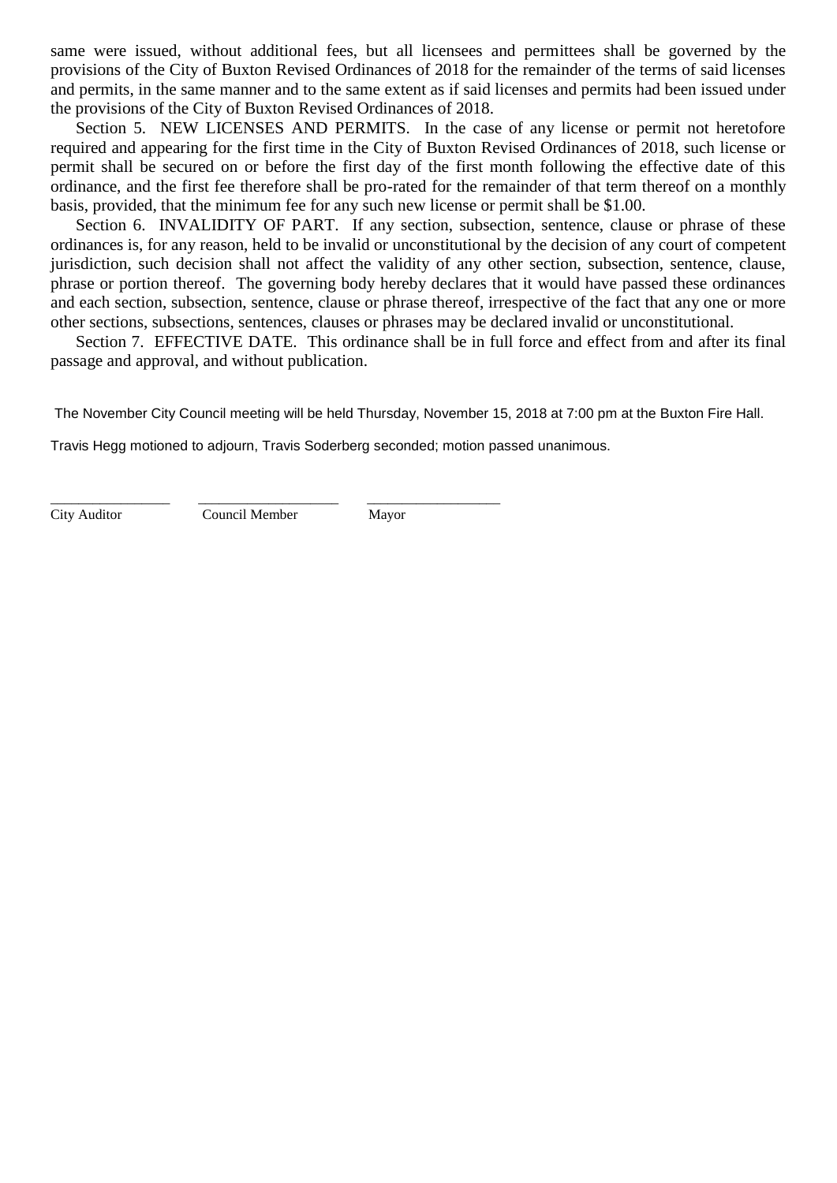same were issued, without additional fees, but all licensees and permittees shall be governed by the provisions of the City of Buxton Revised Ordinances of 2018 for the remainder of the terms of said licenses and permits, in the same manner and to the same extent as if said licenses and permits had been issued under the provisions of the City of Buxton Revised Ordinances of 2018.

Section 5. NEW LICENSES AND PERMITS. In the case of any license or permit not heretofore required and appearing for the first time in the City of Buxton Revised Ordinances of 2018, such license or permit shall be secured on or before the first day of the first month following the effective date of this ordinance, and the first fee therefore shall be pro-rated for the remainder of that term thereof on a monthly basis, provided, that the minimum fee for any such new license or permit shall be $1.00.

Section 6. INVALIDITY OF PART. If any section, subsection, sentence, clause or phrase of these ordinances is, for any reason, held to be invalid or unconstitutional by the decision of any court of competent jurisdiction, such decision shall not affect the validity of any other section, subsection, sentence, clause, phrase or portion thereof. The governing body hereby declares that it would have passed these ordinances and each section, subsection, sentence, clause or phrase thereof, irrespective of the fact that any one or more other sections, subsections, sentences, clauses or phrases may be declared invalid or unconstitutional.

Section 7. EFFECTIVE DATE. This ordinance shall be in full force and effect from and after its final passage and approval, and without publication.

The November City Council meeting will be held Thursday, November 15, 2018 at 7:00 pm at the Buxton Fire Hall.

Travis Hegg motioned to adjourn, Travis Soderberg seconded; motion passed unanimous.

\_\_\_\_\_\_\_\_\_\_\_\_\_\_\_\_ \_\_\_\_\_\_\_\_\_\_\_\_\_\_\_\_\_\_\_ \_\_\_\_\_\_\_\_\_\_\_\_\_\_\_\_\_\_

City Auditor Council Member Mayor